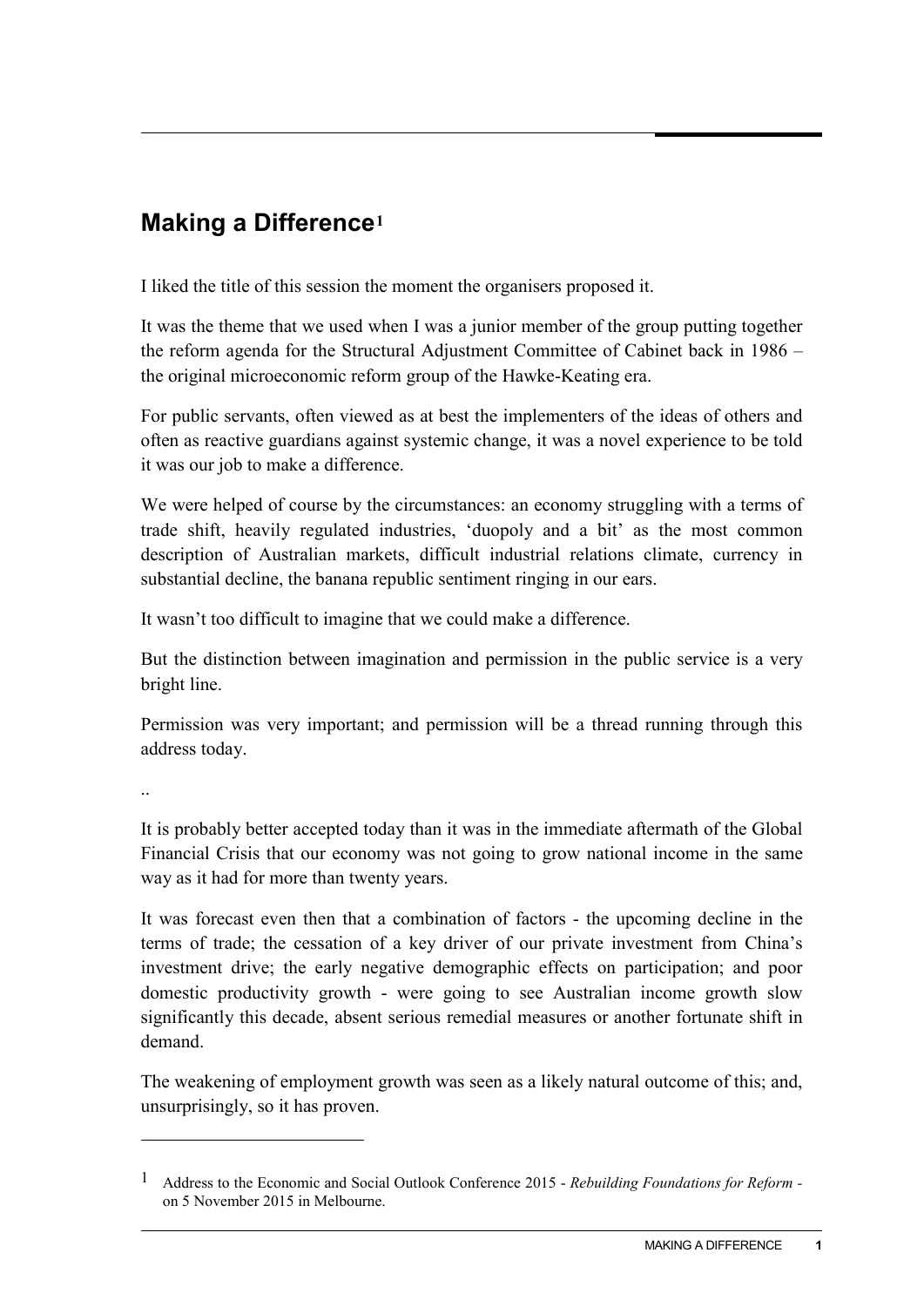## Making a Difference[1]

I liked the title of this session the moment the organisers proposed it.

It was the theme that we used when I was a junior member of the group putting together the reform agenda for the Structural Adjustment Committee of Cabinet back in 1986 – the original microeconomic reform group of the Hawke-Keating era.

For public servants, often viewed as at best the implementers of the ideas of others and often as reactive guardians against systemic change, it was a novel experience to be told it was our job to make a difference.

We were helped of course by the circumstances: an economy struggling with a terms of trade shift, heavily regulated industries, 'duopoly and a bit' as the most common description of Australian markets, difficult industrial relations climate, currency in substantial decline, the banana republic sentiment ringing in our ears.

It wasn't too difficult to imagine that we could make a difference.

But the distinction between imagination and permission in the public service is a very bright line.

Permission was very important; and permission will be a thread running through this address today.

..

It is probably better accepted today than it was in the immediate aftermath of the Global Financial Crisis that our economy was not going to grow national income in the same way as it had for more than twenty years.

It was forecast even then that a combination of factors - the upcoming decline in the terms of trade; the cessation of a key driver of our private investment from China's investment drive; the early negative demographic effects on participation; and poor domestic productivity growth - were going to see Australian income growth slow significantly this decade, absent serious remedial measures or another fortunate shift in demand.

The weakening of employment growth was seen as a likely natural outcome of this; and, unsurprisingly, so it has proven.

---

[1] Address to the Economic and Social Outlook Conference 2015 - *Rebuilding Foundations for Reform* - on 5 November 2015 in Melbourne.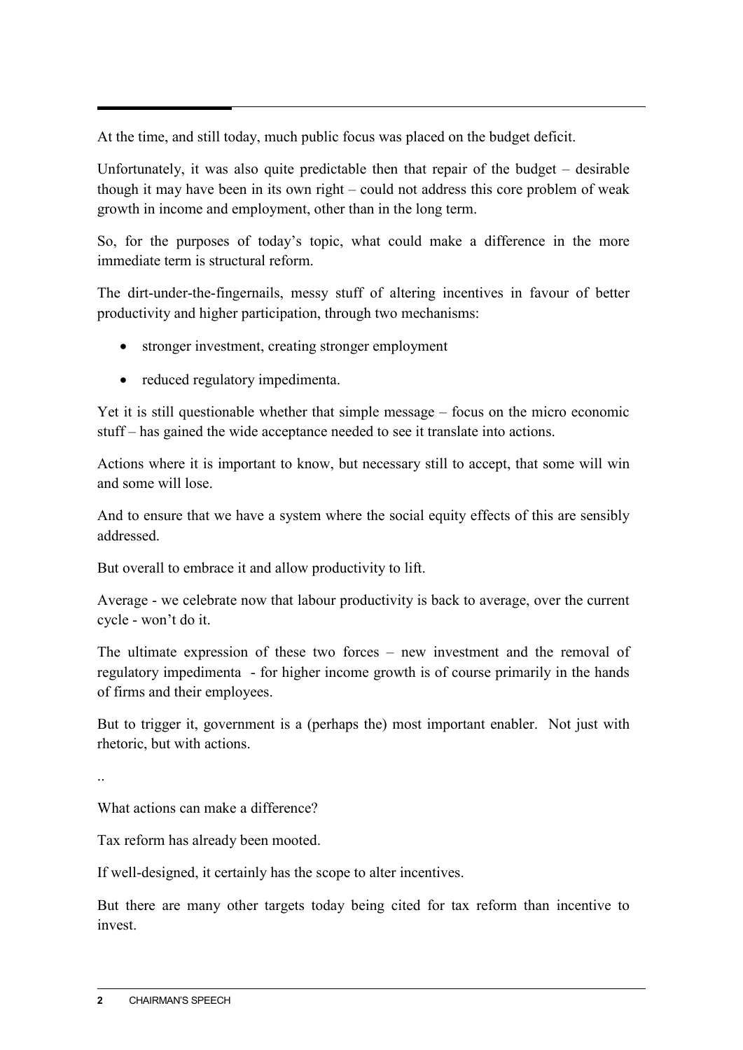At the time, and still today, much public focus was placed on the budget deficit.

Unfortunately, it was also quite predictable then that repair of the budget – desirable though it may have been in its own right – could not address this core problem of weak growth in income and employment, other than in the long term.

So, for the purposes of today's topic, what could make a difference in the more immediate term is structural reform.

The dirt-under-the-fingernails, messy stuff of altering incentives in favour of better productivity and higher participation, through two mechanisms:

- stronger investment, creating stronger employment
- reduced regulatory impedimenta.

Yet it is still questionable whether that simple message – focus on the micro economic stuff – has gained the wide acceptance needed to see it translate into actions.

Actions where it is important to know, but necessary still to accept, that some will win and some will lose.

And to ensure that we have a system where the social equity effects of this are sensibly addressed.

But overall to embrace it and allow productivity to lift.

Average - we celebrate now that labour productivity is back to average, over the current cycle - won't do it.

The ultimate expression of these two forces – new investment and the removal of regulatory impedimenta - for higher income growth is of course primarily in the hands of firms and their employees.

But to trigger it, government is a (perhaps the) most important enabler. Not just with rhetoric, but with actions.

..

What actions can make a difference?

Tax reform has already been mooted.

If well-designed, it certainly has the scope to alter incentives.

But there are many other targets today being cited for tax reform than incentive to invest.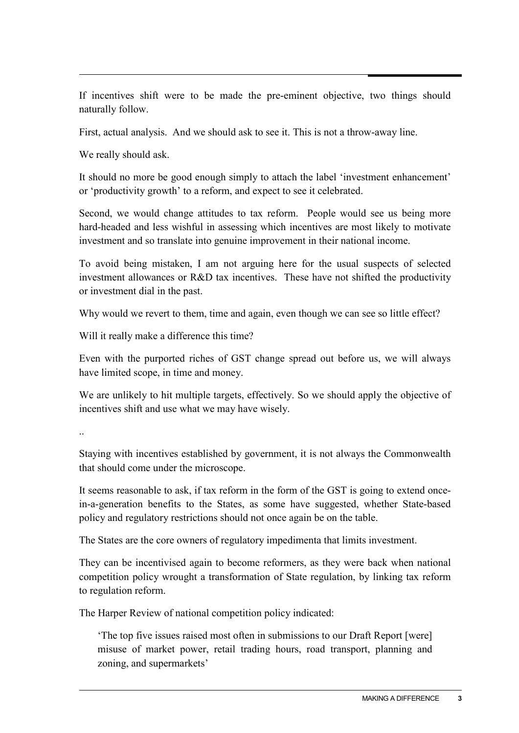If incentives shift were to be made the pre-eminent objective, two things should naturally follow.

First, actual analysis. And we should ask to see it. This is not a throw-away line.

We really should ask.

It should no more be good enough simply to attach the label 'investment enhancement' or 'productivity growth' to a reform, and expect to see it celebrated.

Second, we would change attitudes to tax reform. People would see us being more hard-headed and less wishful in assessing which incentives are most likely to motivate investment and so translate into genuine improvement in their national income.

To avoid being mistaken, I am not arguing here for the usual suspects of selected investment allowances or R&D tax incentives. These have not shifted the productivity or investment dial in the past.

Why would we revert to them, time and again, even though we can see so little effect?

Will it really make a difference this time?

Even with the purported riches of GST change spread out before us, we will always have limited scope, in time and money.

We are unlikely to hit multiple targets, effectively. So we should apply the objective of incentives shift and use what we may have wisely.

..

Staying with incentives established by government, it is not always the Commonwealth that should come under the microscope.

It seems reasonable to ask, if tax reform in the form of the GST is going to extend once-in-a-generation benefits to the States, as some have suggested, whether State-based policy and regulatory restrictions should not once again be on the table.

The States are the core owners of regulatory impedimenta that limits investment.

They can be incentivised again to become reformers, as they were back when national competition policy wrought a transformation of State regulation, by linking tax reform to regulation reform.

The Harper Review of national competition policy indicated:

> 'The top five issues raised most often in submissions to our Draft Report [were] misuse of market power, retail trading hours, road transport, planning and zoning, and supermarkets'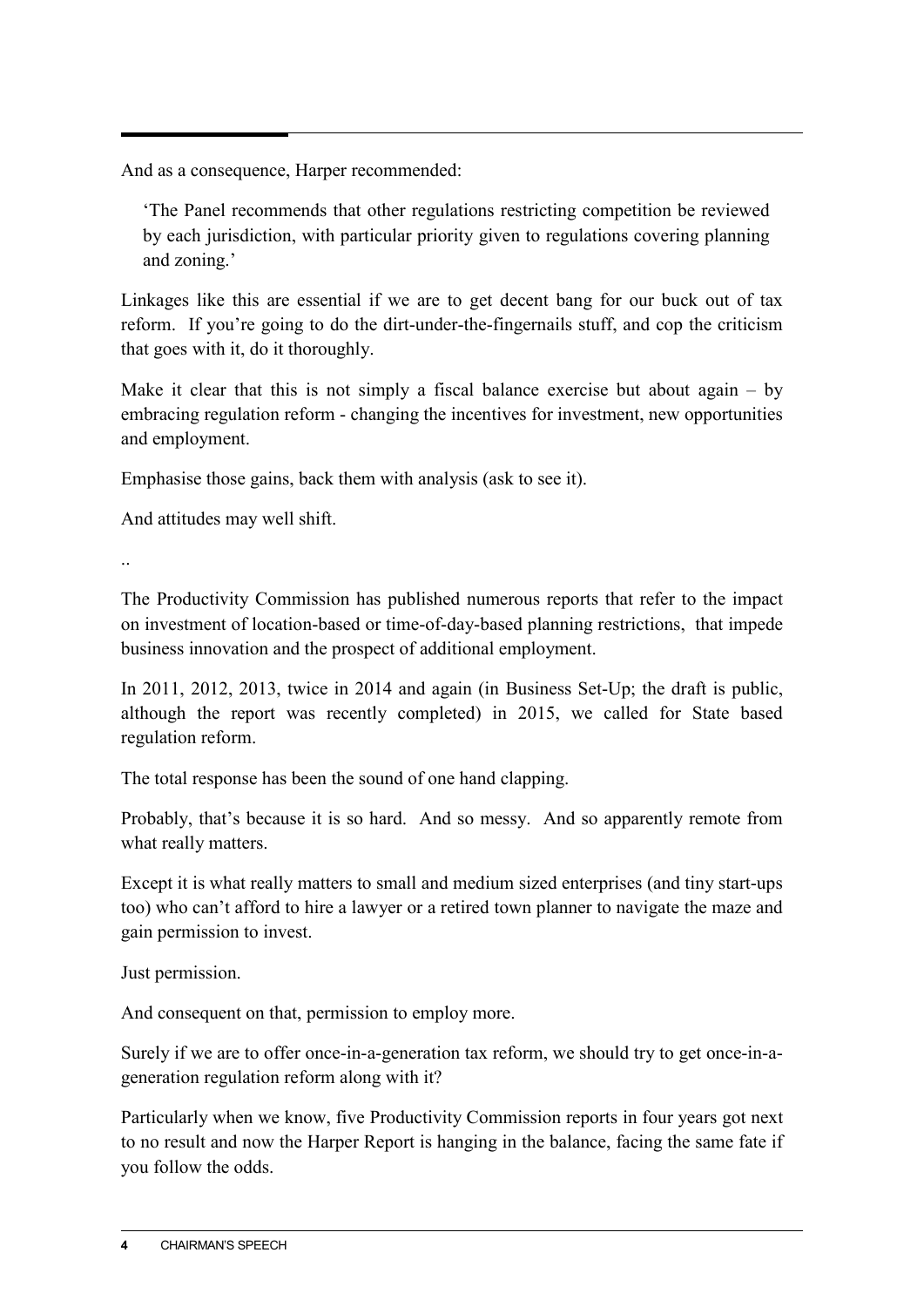And as a consequence, Harper recommended:

> 'The Panel recommends that other regulations restricting competition be reviewed by each jurisdiction, with particular priority given to regulations covering planning and zoning.'

Linkages like this are essential if we are to get decent bang for our buck out of tax reform. If you're going to do the dirt-under-the-fingernails stuff, and cop the criticism that goes with it, do it thoroughly.

Make it clear that this is not simply a fiscal balance exercise but about again – by embracing regulation reform - changing the incentives for investment, new opportunities and employment.

Emphasise those gains, back them with analysis (ask to see it).

And attitudes may well shift.

..

The Productivity Commission has published numerous reports that refer to the impact on investment of location-based or time-of-day-based planning restrictions, that impede business innovation and the prospect of additional employment.

In 2011, 2012, 2013, twice in 2014 and again (in Business Set-Up; the draft is public, although the report was recently completed) in 2015, we called for State based regulation reform.

The total response has been the sound of one hand clapping.

Probably, that's because it is so hard. And so messy. And so apparently remote from what really matters.

Except it is what really matters to small and medium sized enterprises (and tiny start-ups too) who can't afford to hire a lawyer or a retired town planner to navigate the maze and gain permission to invest.

Just permission.

And consequent on that, permission to employ more.

Surely if we are to offer once-in-a-generation tax reform, we should try to get once-in-a-generation regulation reform along with it?

Particularly when we know, five Productivity Commission reports in four years got next to no result and now the Harper Report is hanging in the balance, facing the same fate if you follow the odds.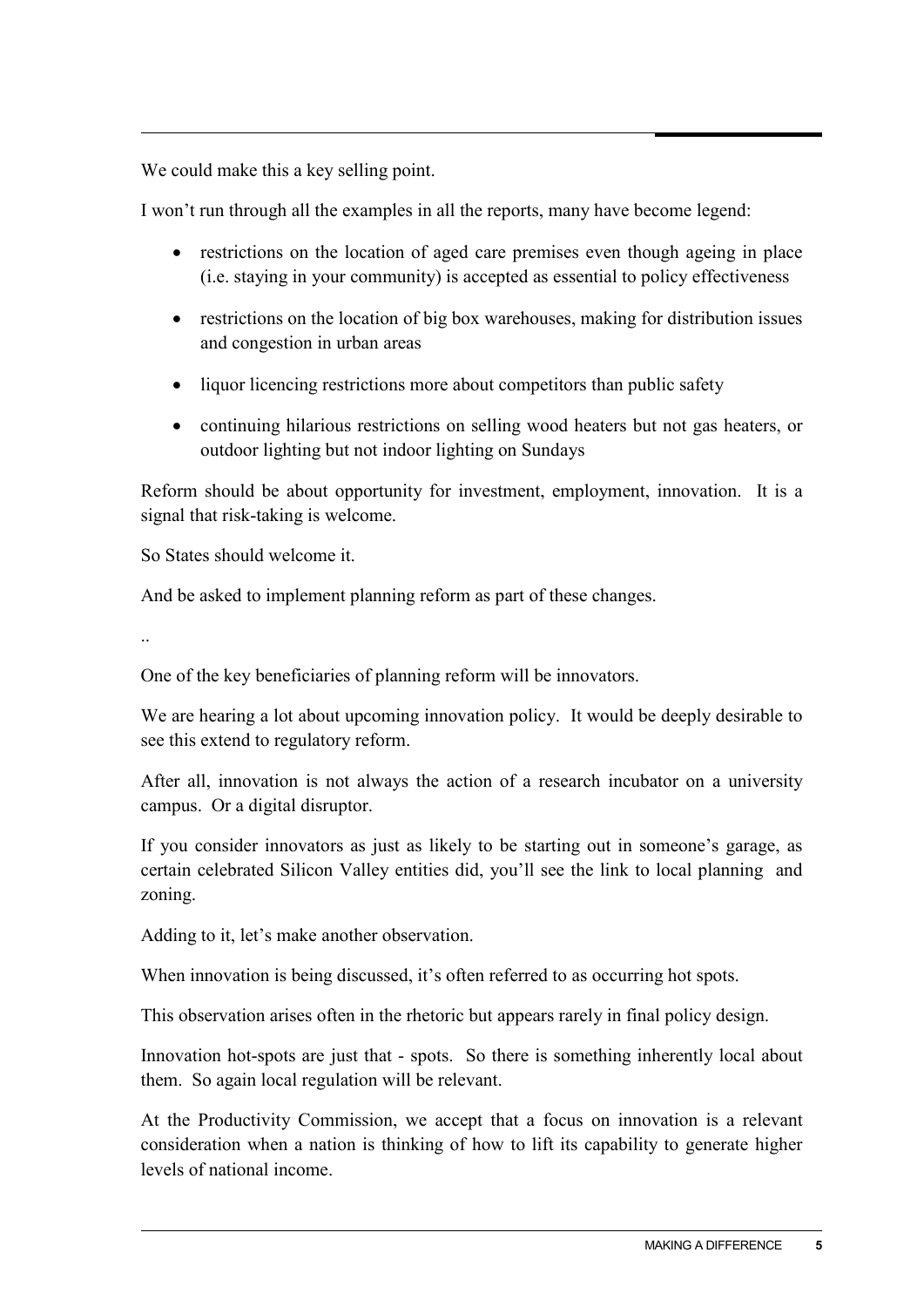We could make this a key selling point.

I won't run through all the examples in all the reports, many have become legend:

- restrictions on the location of aged care premises even though ageing in place (i.e. staying in your community) is accepted as essential to policy effectiveness
- restrictions on the location of big box warehouses, making for distribution issues and congestion in urban areas
- liquor licencing restrictions more about competitors than public safety
- continuing hilarious restrictions on selling wood heaters but not gas heaters, or outdoor lighting but not indoor lighting on Sundays

Reform should be about opportunity for investment, employment, innovation. It is a signal that risk-taking is welcome.

So States should welcome it.

And be asked to implement planning reform as part of these changes.

..

One of the key beneficiaries of planning reform will be innovators.

We are hearing a lot about upcoming innovation policy. It would be deeply desirable to see this extend to regulatory reform.

After all, innovation is not always the action of a research incubator on a university campus. Or a digital disruptor.

If you consider innovators as just as likely to be starting out in someone's garage, as certain celebrated Silicon Valley entities did, you'll see the link to local planning and zoning.

Adding to it, let's make another observation.

When innovation is being discussed, it's often referred to as occurring hot spots.

This observation arises often in the rhetoric but appears rarely in final policy design.

Innovation hot-spots are just that - spots. So there is something inherently local about them. So again local regulation will be relevant.

At the Productivity Commission, we accept that a focus on innovation is a relevant consideration when a nation is thinking of how to lift its capability to generate higher levels of national income.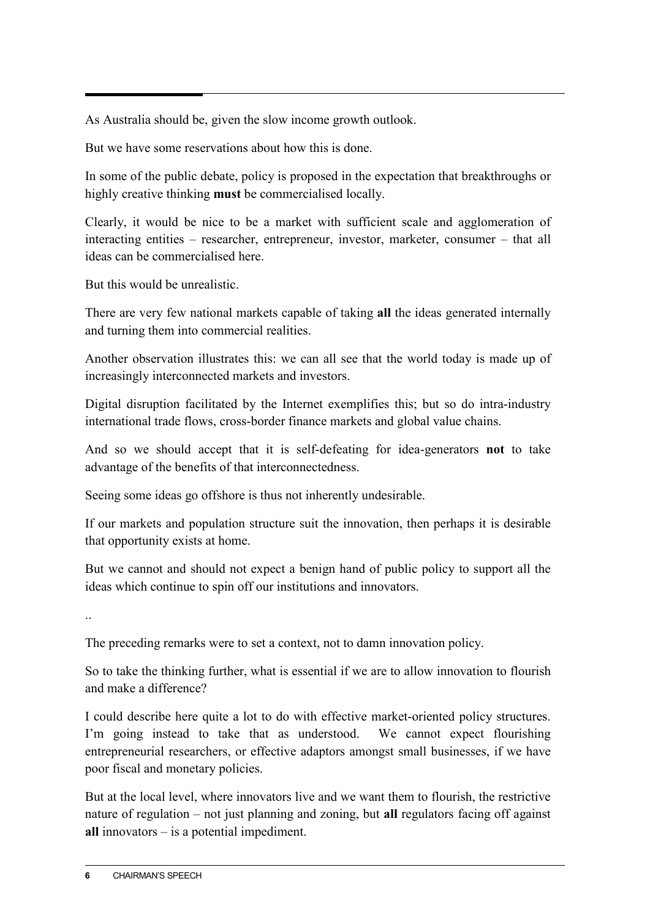As Australia should be, given the slow income growth outlook.

But we have some reservations about how this is done.

In some of the public debate, policy is proposed in the expectation that breakthroughs or highly creative thinking **must** be commercialised locally.

Clearly, it would be nice to be a market with sufficient scale and agglomeration of interacting entities – researcher, entrepreneur, investor, marketer, consumer – that all ideas can be commercialised here.

But this would be unrealistic.

There are very few national markets capable of taking **all** the ideas generated internally and turning them into commercial realities.

Another observation illustrates this: we can all see that the world today is made up of increasingly interconnected markets and investors.

Digital disruption facilitated by the Internet exemplifies this; but so do intra-industry international trade flows, cross-border finance markets and global value chains.

And so we should accept that it is self-defeating for idea-generators **not** to take advantage of the benefits of that interconnectedness.

Seeing some ideas go offshore is thus not inherently undesirable.

If our markets and population structure suit the innovation, then perhaps it is desirable that opportunity exists at home.

But we cannot and should not expect a benign hand of public policy to support all the ideas which continue to spin off our institutions and innovators.

..

The preceding remarks were to set a context, not to damn innovation policy.

So to take the thinking further, what is essential if we are to allow innovation to flourish and make a difference?

I could describe here quite a lot to do with effective market-oriented policy structures. I'm going instead to take that as understood. We cannot expect flourishing entrepreneurial researchers, or effective adaptors amongst small businesses, if we have poor fiscal and monetary policies.

But at the local level, where innovators live and we want them to flourish, the restrictive nature of regulation – not just planning and zoning, but **all** regulators facing off against **all** innovators – is a potential impediment.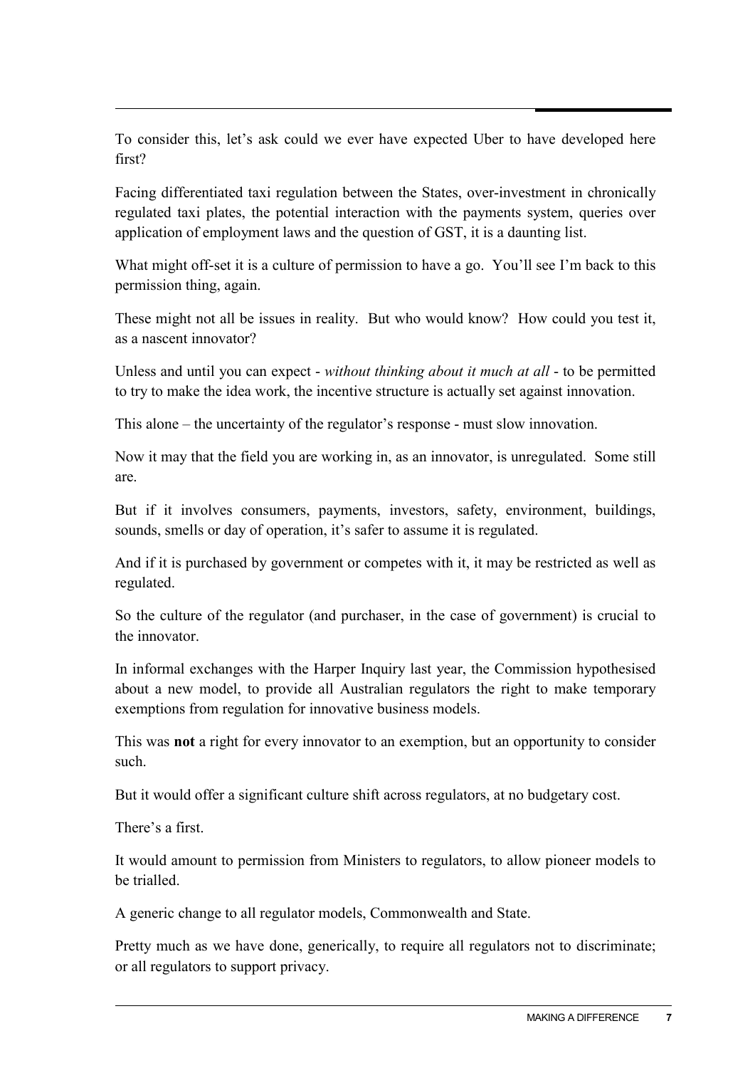To consider this, let's ask could we ever have expected Uber to have developed here first?

Facing differentiated taxi regulation between the States, over-investment in chronically regulated taxi plates, the potential interaction with the payments system, queries over application of employment laws and the question of GST, it is a daunting list.

What might off-set it is a culture of permission to have a go. You'll see I'm back to this permission thing, again.

These might not all be issues in reality. But who would know? How could you test it, as a nascent innovator?

Unless and until you can expect - *without thinking about it much at all* - to be permitted to try to make the idea work, the incentive structure is actually set against innovation.

This alone – the uncertainty of the regulator's response - must slow innovation.

Now it may that the field you are working in, as an innovator, is unregulated. Some still are.

But if it involves consumers, payments, investors, safety, environment, buildings, sounds, smells or day of operation, it's safer to assume it is regulated.

And if it is purchased by government or competes with it, it may be restricted as well as regulated.

So the culture of the regulator (and purchaser, in the case of government) is crucial to the innovator.

In informal exchanges with the Harper Inquiry last year, the Commission hypothesised about a new model, to provide all Australian regulators the right to make temporary exemptions from regulation for innovative business models.

This was **not** a right for every innovator to an exemption, but an opportunity to consider such.

But it would offer a significant culture shift across regulators, at no budgetary cost.

There's a first.

It would amount to permission from Ministers to regulators, to allow pioneer models to be trialled.

A generic change to all regulator models, Commonwealth and State.

Pretty much as we have done, generically, to require all regulators not to discriminate; or all regulators to support privacy.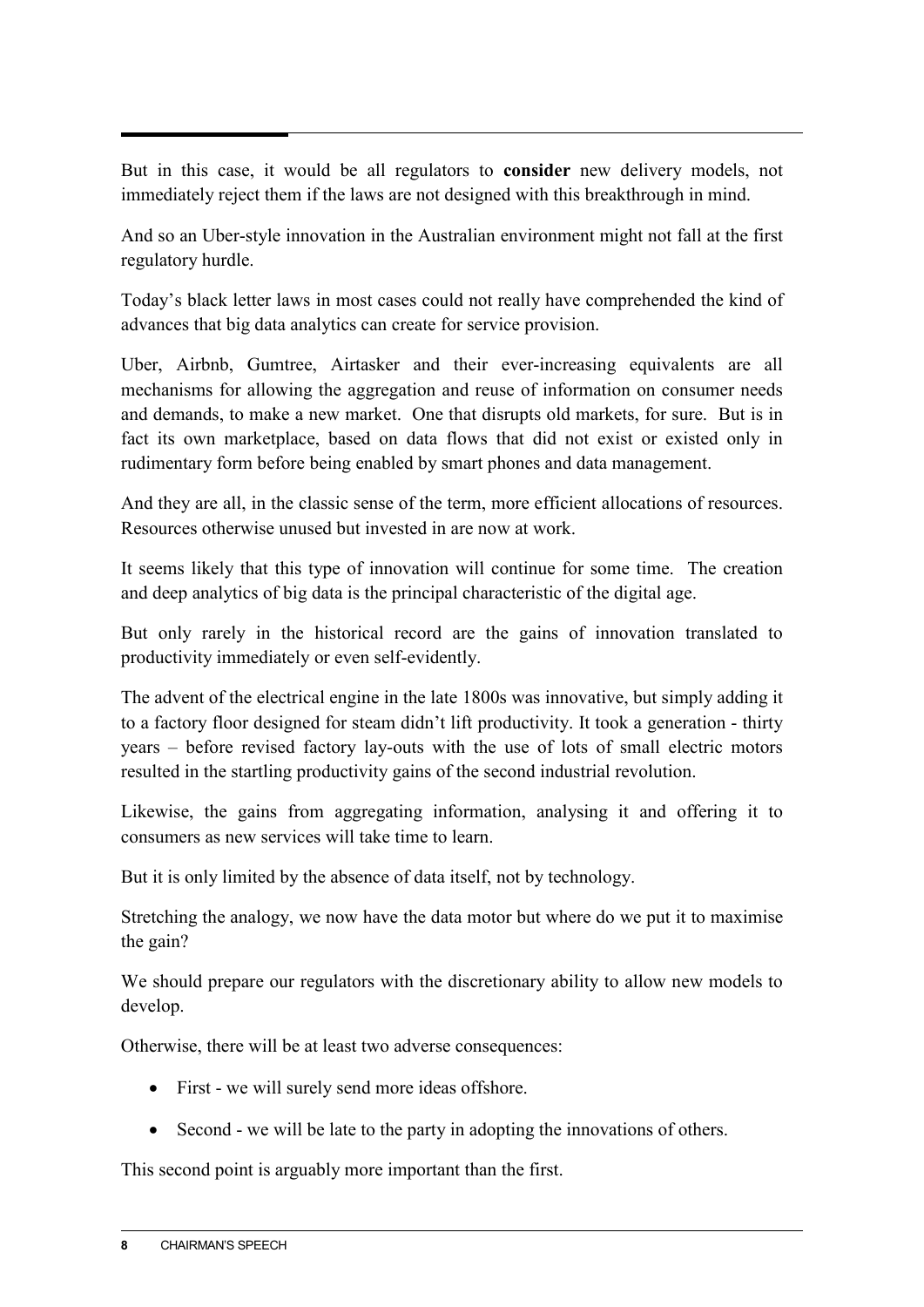But in this case, it would be all regulators to **consider** new delivery models, not immediately reject them if the laws are not designed with this breakthrough in mind.

And so an Uber-style innovation in the Australian environment might not fall at the first regulatory hurdle.

Today's black letter laws in most cases could not really have comprehended the kind of advances that big data analytics can create for service provision.

Uber, Airbnb, Gumtree, Airtasker and their ever-increasing equivalents are all mechanisms for allowing the aggregation and reuse of information on consumer needs and demands, to make a new market. One that disrupts old markets, for sure. But is in fact its own marketplace, based on data flows that did not exist or existed only in rudimentary form before being enabled by smart phones and data management.

And they are all, in the classic sense of the term, more efficient allocations of resources. Resources otherwise unused but invested in are now at work.

It seems likely that this type of innovation will continue for some time. The creation and deep analytics of big data is the principal characteristic of the digital age.

But only rarely in the historical record are the gains of innovation translated to productivity immediately or even self-evidently.

The advent of the electrical engine in the late 1800s was innovative, but simply adding it to a factory floor designed for steam didn't lift productivity. It took a generation - thirty years – before revised factory lay-outs with the use of lots of small electric motors resulted in the startling productivity gains of the second industrial revolution.

Likewise, the gains from aggregating information, analysing it and offering it to consumers as new services will take time to learn.

But it is only limited by the absence of data itself, not by technology.

Stretching the analogy, we now have the data motor but where do we put it to maximise the gain?

We should prepare our regulators with the discretionary ability to allow new models to develop.

Otherwise, there will be at least two adverse consequences:

- First - we will surely send more ideas offshore.
- Second - we will be late to the party in adopting the innovations of others.

This second point is arguably more important than the first.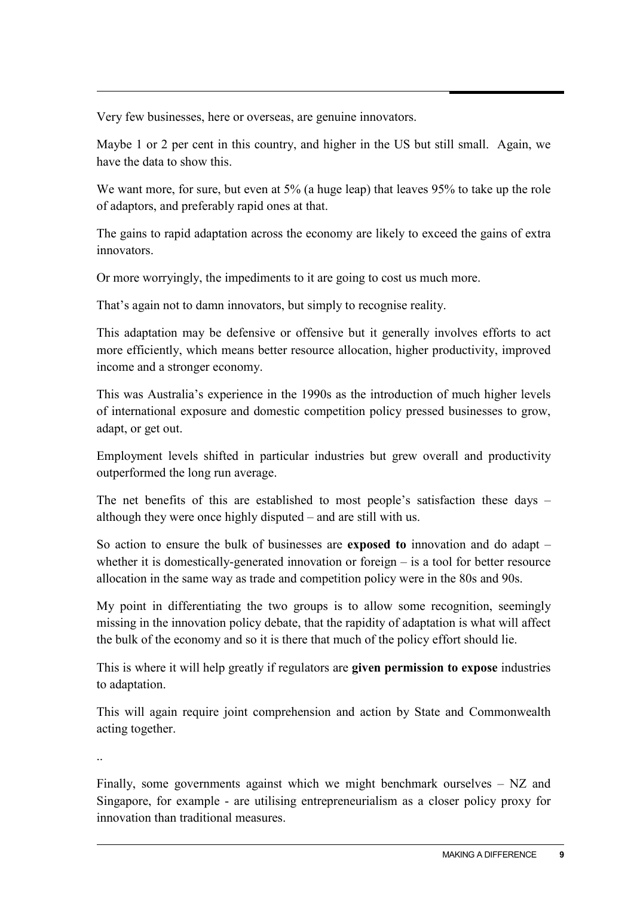Very few businesses, here or overseas, are genuine innovators.

Maybe 1 or 2 per cent in this country, and higher in the US but still small. Again, we have the data to show this.

We want more, for sure, but even at 5% (a huge leap) that leaves 95% to take up the role of adaptors, and preferably rapid ones at that.

The gains to rapid adaptation across the economy are likely to exceed the gains of extra innovators.

Or more worryingly, the impediments to it are going to cost us much more.

That's again not to damn innovators, but simply to recognise reality.

This adaptation may be defensive or offensive but it generally involves efforts to act more efficiently, which means better resource allocation, higher productivity, improved income and a stronger economy.

This was Australia's experience in the 1990s as the introduction of much higher levels of international exposure and domestic competition policy pressed businesses to grow, adapt, or get out.

Employment levels shifted in particular industries but grew overall and productivity outperformed the long run average.

The net benefits of this are established to most people's satisfaction these days – although they were once highly disputed – and are still with us.

So action to ensure the bulk of businesses are **exposed to** innovation and do adapt – whether it is domestically-generated innovation or foreign – is a tool for better resource allocation in the same way as trade and competition policy were in the 80s and 90s.

My point in differentiating the two groups is to allow some recognition, seemingly missing in the innovation policy debate, that the rapidity of adaptation is what will affect the bulk of the economy and so it is there that much of the policy effort should lie.

This is where it will help greatly if regulators are **given permission to expose** industries to adaptation.

This will again require joint comprehension and action by State and Commonwealth acting together.

..

Finally, some governments against which we might benchmark ourselves – NZ and Singapore, for example - are utilising entrepreneurialism as a closer policy proxy for innovation than traditional measures.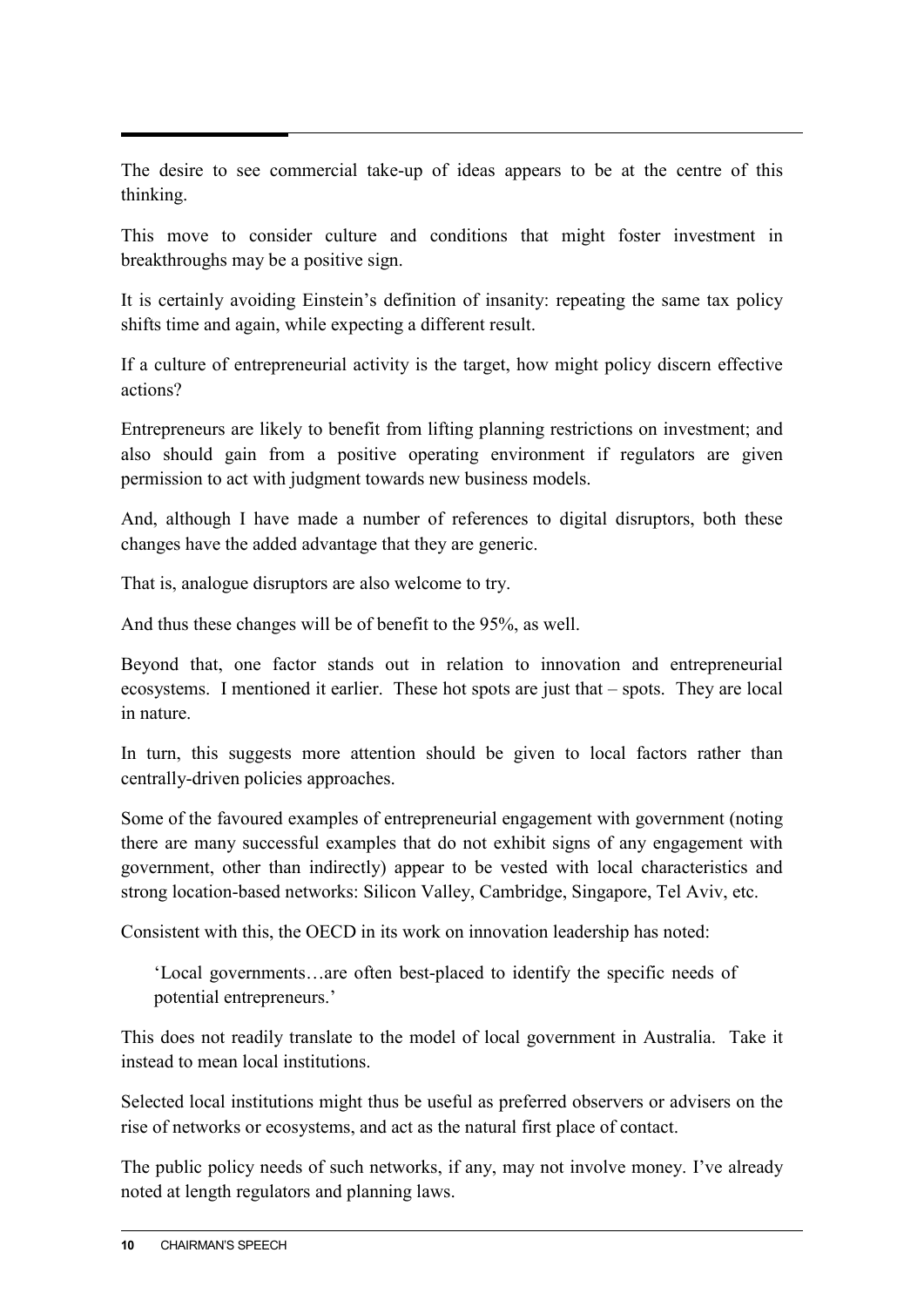The desire to see commercial take-up of ideas appears to be at the centre of this thinking.

This move to consider culture and conditions that might foster investment in breakthroughs may be a positive sign.

It is certainly avoiding Einstein's definition of insanity: repeating the same tax policy shifts time and again, while expecting a different result.

If a culture of entrepreneurial activity is the target, how might policy discern effective actions?

Entrepreneurs are likely to benefit from lifting planning restrictions on investment; and also should gain from a positive operating environment if regulators are given permission to act with judgment towards new business models.

And, although I have made a number of references to digital disruptors, both these changes have the added advantage that they are generic.

That is, analogue disruptors are also welcome to try.

And thus these changes will be of benefit to the 95%, as well.

Beyond that, one factor stands out in relation to innovation and entrepreneurial ecosystems. I mentioned it earlier. These hot spots are just that – spots. They are local in nature.

In turn, this suggests more attention should be given to local factors rather than centrally-driven policies approaches.

Some of the favoured examples of entrepreneurial engagement with government (noting there are many successful examples that do not exhibit signs of any engagement with government, other than indirectly) appear to be vested with local characteristics and strong location-based networks: Silicon Valley, Cambridge, Singapore, Tel Aviv, etc.

Consistent with this, the OECD in its work on innovation leadership has noted:

> 'Local governments…are often best-placed to identify the specific needs of potential entrepreneurs.'

This does not readily translate to the model of local government in Australia. Take it instead to mean local institutions.

Selected local institutions might thus be useful as preferred observers or advisers on the rise of networks or ecosystems, and act as the natural first place of contact.

The public policy needs of such networks, if any, may not involve money. I've already noted at length regulators and planning laws.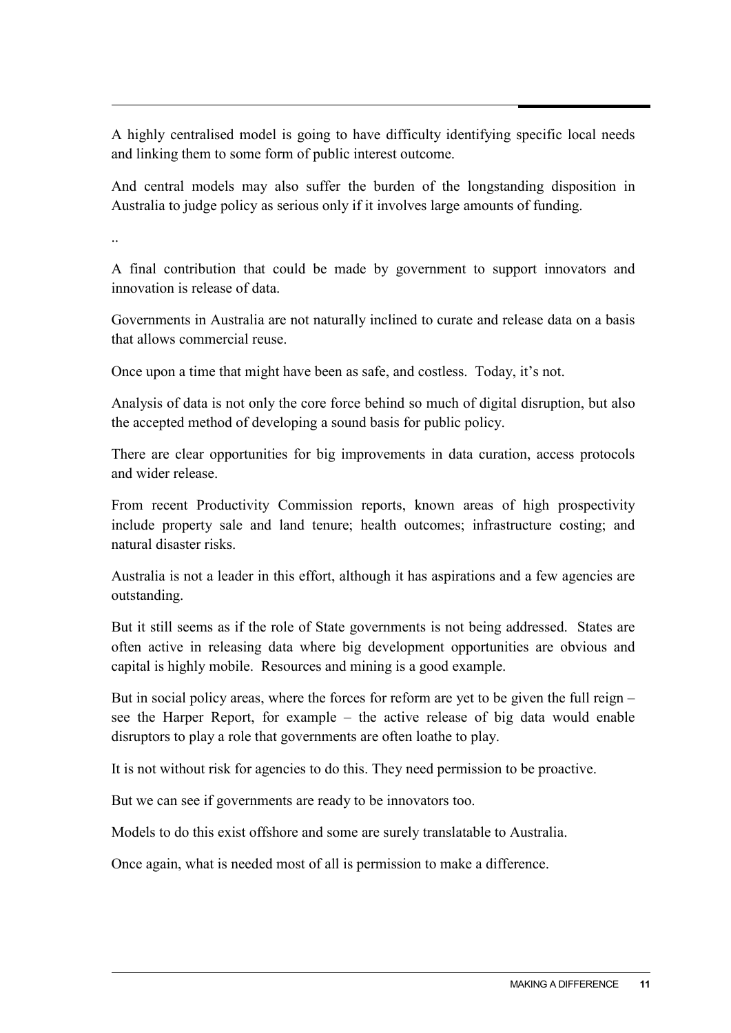A highly centralised model is going to have difficulty identifying specific local needs and linking them to some form of public interest outcome.

And central models may also suffer the burden of the longstanding disposition in Australia to judge policy as serious only if it involves large amounts of funding.

..

A final contribution that could be made by government to support innovators and innovation is release of data.

Governments in Australia are not naturally inclined to curate and release data on a basis that allows commercial reuse.

Once upon a time that might have been as safe, and costless.  Today, it's not.

Analysis of data is not only the core force behind so much of digital disruption, but also the accepted method of developing a sound basis for public policy.

There are clear opportunities for big improvements in data curation, access protocols and wider release.

From recent Productivity Commission reports, known areas of high prospectivity include property sale and land tenure; health outcomes; infrastructure costing; and natural disaster risks.

Australia is not a leader in this effort, although it has aspirations and a few agencies are outstanding.

But it still seems as if the role of State governments is not being addressed.  States are often active in releasing data where big development opportunities are obvious and capital is highly mobile.  Resources and mining is a good example.

But in social policy areas, where the forces for reform are yet to be given the full reign – see the Harper Report, for example – the active release of big data would enable disruptors to play a role that governments are often loathe to play.

It is not without risk for agencies to do this. They need permission to be proactive.

But we can see if governments are ready to be innovators too.

Models to do this exist offshore and some are surely translatable to Australia.

Once again, what is needed most of all is permission to make a difference.